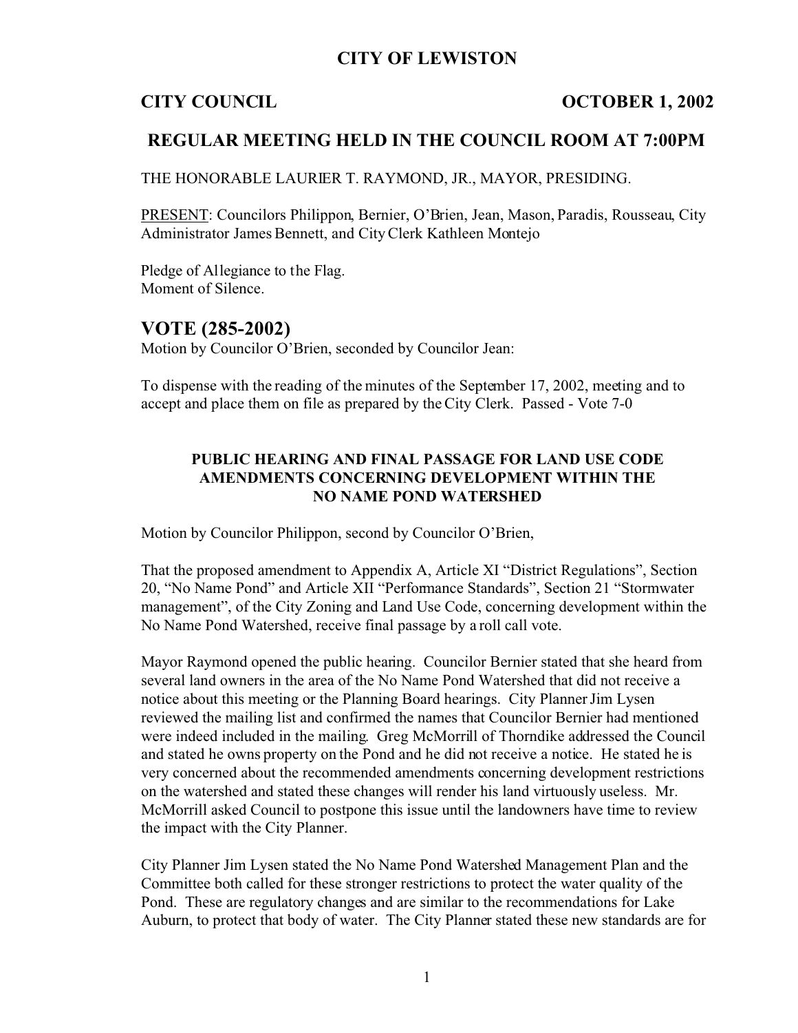# CITY OF LEWISTON

**CITY COUNCIL** **OCTOBER 1, 2002**

## REGULAR MEETING HELD IN THE COUNCIL ROOM AT 7:00PM

THE HONORABLE LAURIER T. RAYMOND, JR., MAYOR, PRESIDING.

PRESENT: Councilors Philippon, Bernier, O'Brien, Jean, Mason, Paradis, Rousseau, City Administrator James Bennett, and City Clerk Kathleen Montejo

Pledge of Allegiance to the Flag.
Moment of Silence.

## VOTE (285-2002)

Motion by Councilor O'Brien, seconded by Councilor Jean:

To dispense with the reading of the minutes of the September 17, 2002, meeting and to accept and place them on file as prepared by the City Clerk. Passed - Vote 7-0

### PUBLIC HEARING AND FINAL PASSAGE FOR LAND USE CODE AMENDMENTS CONCERNING DEVELOPMENT WITHIN THE NO NAME POND WATERSHED

Motion by Councilor Philippon, second by Councilor O'Brien,

That the proposed amendment to Appendix A, Article XI "District Regulations", Section 20, "No Name Pond" and Article XII "Performance Standards", Section 21 "Stormwater management", of the City Zoning and Land Use Code, concerning development within the No Name Pond Watershed, receive final passage by a roll call vote.

Mayor Raymond opened the public hearing. Councilor Bernier stated that she heard from several land owners in the area of the No Name Pond Watershed that did not receive a notice about this meeting or the Planning Board hearings. City Planner Jim Lysen reviewed the mailing list and confirmed the names that Councilor Bernier had mentioned were indeed included in the mailing. Greg McMorrill of Thorndike addressed the Council and stated he owns property on the Pond and he did not receive a notice. He stated he is very concerned about the recommended amendments concerning development restrictions on the watershed and stated these changes will render his land virtuously useless. Mr. McMorrill asked Council to postpone this issue until the landowners have time to review the impact with the City Planner.

City Planner Jim Lysen stated the No Name Pond Watershed Management Plan and the Committee both called for these stronger restrictions to protect the water quality of the Pond. These are regulatory changes and are similar to the recommendations for Lake Auburn, to protect that body of water. The City Planner stated these new standards are for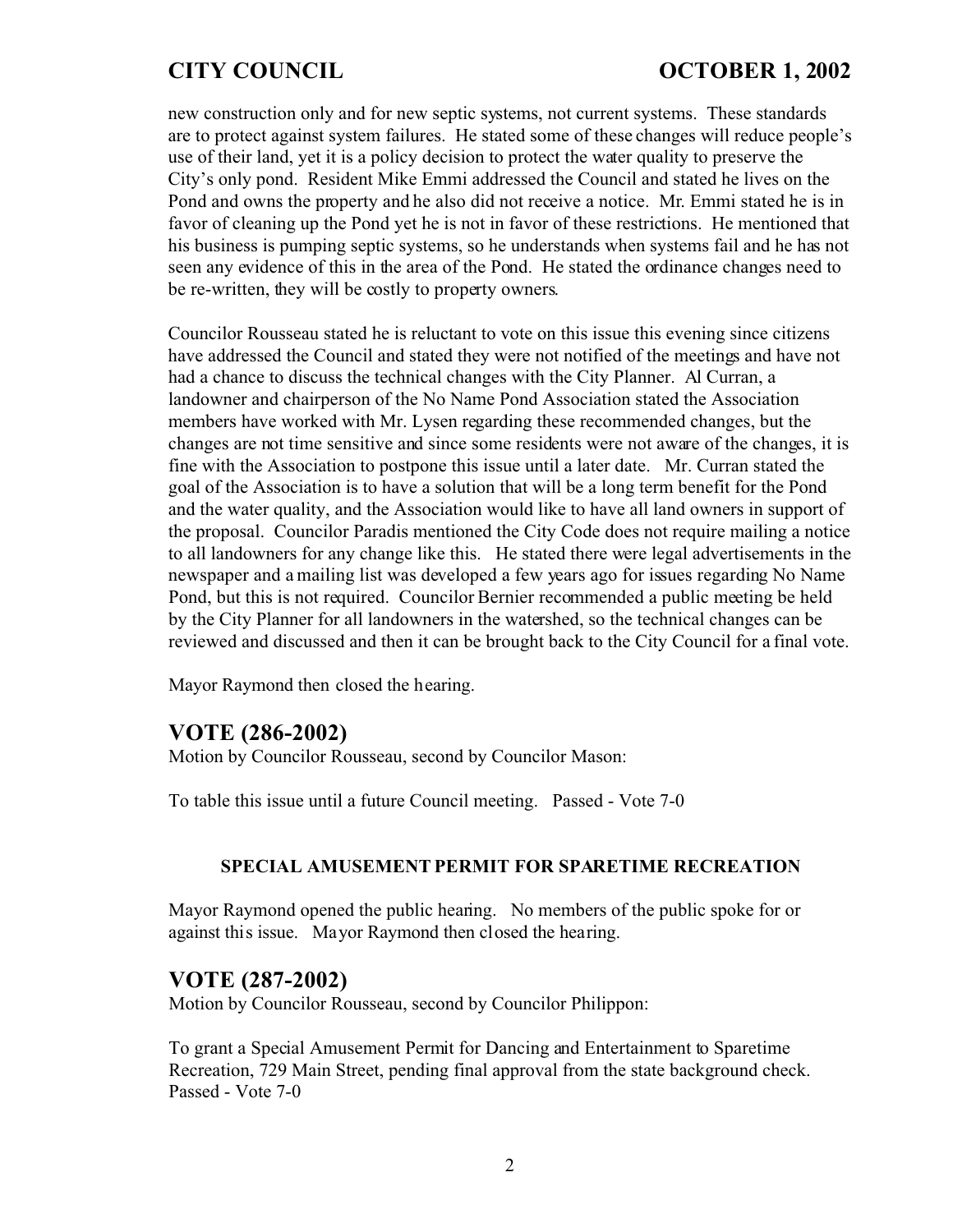new construction only and for new septic systems, not current systems. These standards are to protect against system failures. He stated some of these changes will reduce people's use of their land, yet it is a policy decision to protect the water quality to preserve the City's only pond. Resident Mike Emmi addressed the Council and stated he lives on the Pond and owns the property and he also did not receive a notice. Mr. Emmi stated he is in favor of cleaning up the Pond yet he is not in favor of these restrictions. He mentioned that his business is pumping septic systems, so he understands when systems fail and he has not seen any evidence of this in the area of the Pond. He stated the ordinance changes need to be re-written, they will be costly to property owners.

Councilor Rousseau stated he is reluctant to vote on this issue this evening since citizens have addressed the Council and stated they were not notified of the meetings and have not had a chance to discuss the technical changes with the City Planner. Al Curran, a landowner and chairperson of the No Name Pond Association stated the Association members have worked with Mr. Lysen regarding these recommended changes, but the changes are not time sensitive and since some residents were not aware of the changes, it is fine with the Association to postpone this issue until a later date. Mr. Curran stated the goal of the Association is to have a solution that will be a long term benefit for the Pond and the water quality, and the Association would like to have all land owners in support of the proposal. Councilor Paradis mentioned the City Code does not require mailing a notice to all landowners for any change like this. He stated there were legal advertisements in the newspaper and a mailing list was developed a few years ago for issues regarding No Name Pond, but this is not required. Councilor Bernier recommended a public meeting be held by the City Planner for all landowners in the watershed, so the technical changes can be reviewed and discussed and then it can be brought back to the City Council for a final vote.

Mayor Raymond then closed the hearing.

## VOTE (286-2002)

Motion by Councilor Rousseau, second by Councilor Mason:

To table this issue until a future Council meeting. Passed - Vote 7-0

### SPECIAL AMUSEMENT PERMIT FOR SPARETIME RECREATION

Mayor Raymond opened the public hearing. No members of the public spoke for or against this issue. Mayor Raymond then closed the hearing.

## VOTE (287-2002)

Motion by Councilor Rousseau, second by Councilor Philippon:

To grant a Special Amusement Permit for Dancing and Entertainment to Sparetime Recreation, 729 Main Street, pending final approval from the state background check. Passed - Vote 7-0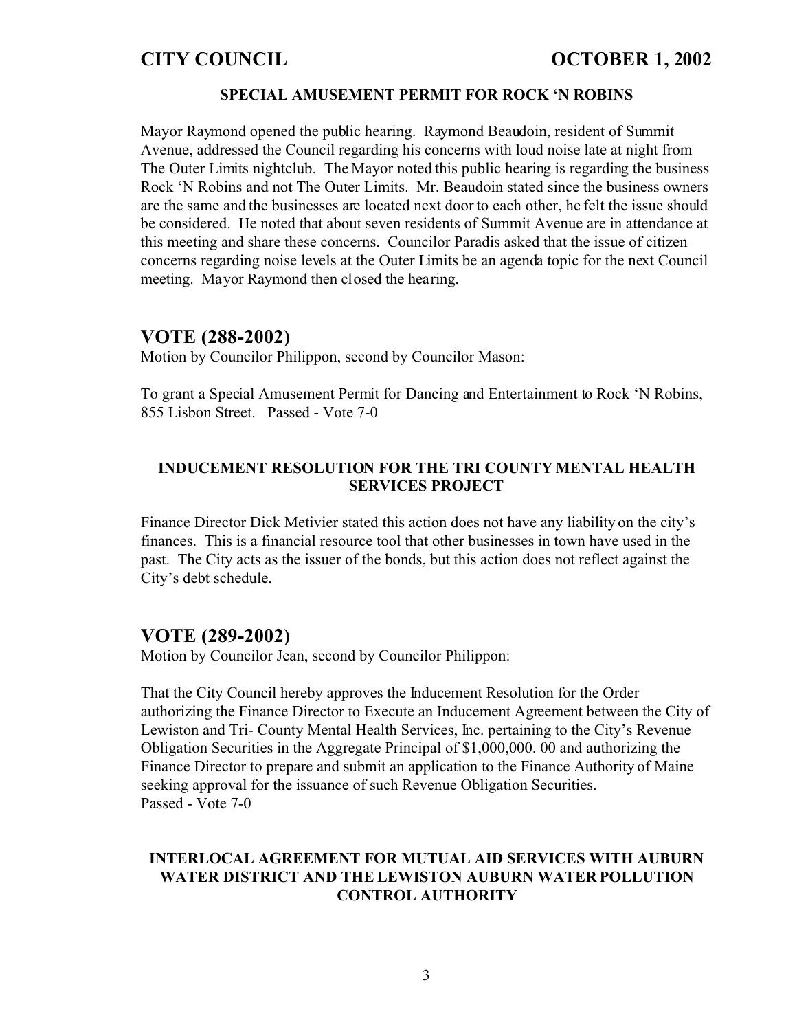### SPECIAL AMUSEMENT PERMIT FOR ROCK 'N ROBINS

Mayor Raymond opened the public hearing. Raymond Beaudoin, resident of Summit Avenue, addressed the Council regarding his concerns with loud noise late at night from The Outer Limits nightclub. The Mayor noted this public hearing is regarding the business Rock 'N Robins and not The Outer Limits. Mr. Beaudoin stated since the business owners are the same and the businesses are located next door to each other, he felt the issue should be considered. He noted that about seven residents of Summit Avenue are in attendance at this meeting and share these concerns. Councilor Paradis asked that the issue of citizen concerns regarding noise levels at the Outer Limits be an agenda topic for the next Council meeting. Mayor Raymond then closed the hearing.

## VOTE (288-2002)

Motion by Councilor Philippon, second by Councilor Mason:

To grant a Special Amusement Permit for Dancing and Entertainment to Rock 'N Robins, 855 Lisbon Street. Passed - Vote 7-0

### INDUCEMENT RESOLUTION FOR THE TRI COUNTY MENTAL HEALTH SERVICES PROJECT

Finance Director Dick Metivier stated this action does not have any liability on the city's finances. This is a financial resource tool that other businesses in town have used in the past. The City acts as the issuer of the bonds, but this action does not reflect against the City's debt schedule.

## VOTE (289-2002)

Motion by Councilor Jean, second by Councilor Philippon:

That the City Council hereby approves the Inducement Resolution for the Order authorizing the Finance Director to Execute an Inducement Agreement between the City of Lewiston and Tri- County Mental Health Services, Inc. pertaining to the City's Revenue Obligation Securities in the Aggregate Principal of $1,000,000. 00 and authorizing the Finance Director to prepare and submit an application to the Finance Authority of Maine seeking approval for the issuance of such Revenue Obligation Securities.
Passed - Vote 7-0

### INTERLOCAL AGREEMENT FOR MUTUAL AID SERVICES WITH AUBURN WATER DISTRICT AND THE LEWISTON AUBURN WATER POLLUTION CONTROL AUTHORITY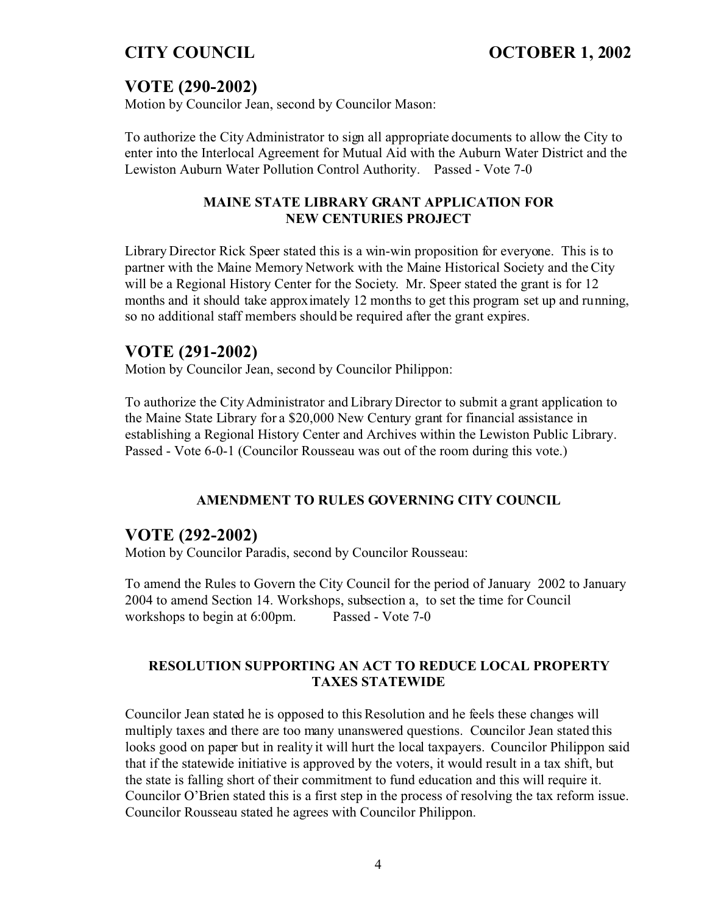## VOTE (290-2002)

Motion by Councilor Jean, second by Councilor Mason:

To authorize the City Administrator to sign all appropriate documents to allow the City to enter into the Interlocal Agreement for Mutual Aid with the Auburn Water District and the Lewiston Auburn Water Pollution Control Authority. Passed - Vote 7-0

### MAINE STATE LIBRARY GRANT APPLICATION FOR NEW CENTURIES PROJECT

Library Director Rick Speer stated this is a win-win proposition for everyone. This is to partner with the Maine Memory Network with the Maine Historical Society and the City will be a Regional History Center for the Society. Mr. Speer stated the grant is for 12 months and it should take approximately 12 months to get this program set up and running, so no additional staff members should be required after the grant expires.

## VOTE (291-2002)

Motion by Councilor Jean, second by Councilor Philippon:

To authorize the City Administrator and Library Director to submit a grant application to the Maine State Library for a $20,000 New Century grant for financial assistance in establishing a Regional History Center and Archives within the Lewiston Public Library. Passed - Vote 6-0-1 (Councilor Rousseau was out of the room during this vote.)

### AMENDMENT TO RULES GOVERNING CITY COUNCIL

## VOTE (292-2002)

Motion by Councilor Paradis, second by Councilor Rousseau:

To amend the Rules to Govern the City Council for the period of January 2002 to January 2004 to amend Section 14. Workshops, subsection a, to set the time for Council workshops to begin at 6:00pm. Passed - Vote 7-0

### RESOLUTION SUPPORTING AN ACT TO REDUCE LOCAL PROPERTY TAXES STATEWIDE

Councilor Jean stated he is opposed to this Resolution and he feels these changes will multiply taxes and there are too many unanswered questions. Councilor Jean stated this looks good on paper but in reality it will hurt the local taxpayers. Councilor Philippon said that if the statewide initiative is approved by the voters, it would result in a tax shift, but the state is falling short of their commitment to fund education and this will require it. Councilor O'Brien stated this is a first step in the process of resolving the tax reform issue. Councilor Rousseau stated he agrees with Councilor Philippon.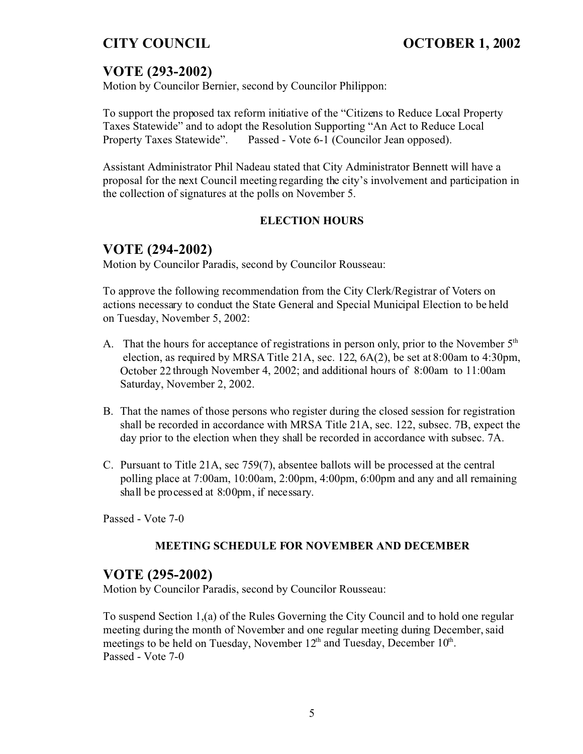## VOTE (293-2002)

Motion by Councilor Bernier, second by Councilor Philippon:

To support the proposed tax reform initiative of the “Citizens to Reduce Local Property Taxes Statewide” and to adopt the Resolution Supporting “An Act to Reduce Local Property Taxes Statewide”. Passed - Vote 6-1 (Councilor Jean opposed).

Assistant Administrator Phil Nadeau stated that City Administrator Bennett will have a proposal for the next Council meeting regarding the city’s involvement and participation in the collection of signatures at the polls on November 5.

### ELECTION HOURS

## VOTE (294-2002)

Motion by Councilor Paradis, second by Councilor Rousseau:

To approve the following recommendation from the City Clerk/Registrar of Voters on actions necessary to conduct the State General and Special Municipal Election to be held on Tuesday, November 5, 2002:

A. That the hours for acceptance of registrations in person only, prior to the November 5th election, as required by MRSA Title 21A, sec. 122, 6A(2), be set at 8:00am to 4:30pm, October 22 through November 4, 2002; and additional hours of 8:00am to 11:00am Saturday, November 2, 2002.

B. That the names of those persons who register during the closed session for registration shall be recorded in accordance with MRSA Title 21A, sec. 122, subsec. 7B, expect the day prior to the election when they shall be recorded in accordance with subsec. 7A.

C. Pursuant to Title 21A, sec 759(7), absentee ballots will be processed at the central polling place at 7:00am, 10:00am, 2:00pm, 4:00pm, 6:00pm and any and all remaining shall be processed at 8:00pm, if necessary.

Passed - Vote 7-0

### MEETING SCHEDULE FOR NOVEMBER AND DECEMBER

## VOTE (295-2002)

Motion by Councilor Paradis, second by Councilor Rousseau:

To suspend Section 1,(a) of the Rules Governing the City Council and to hold one regular meeting during the month of November and one regular meeting during December, said meetings to be held on Tuesday, November 12th and Tuesday, December 10th.
Passed - Vote 7-0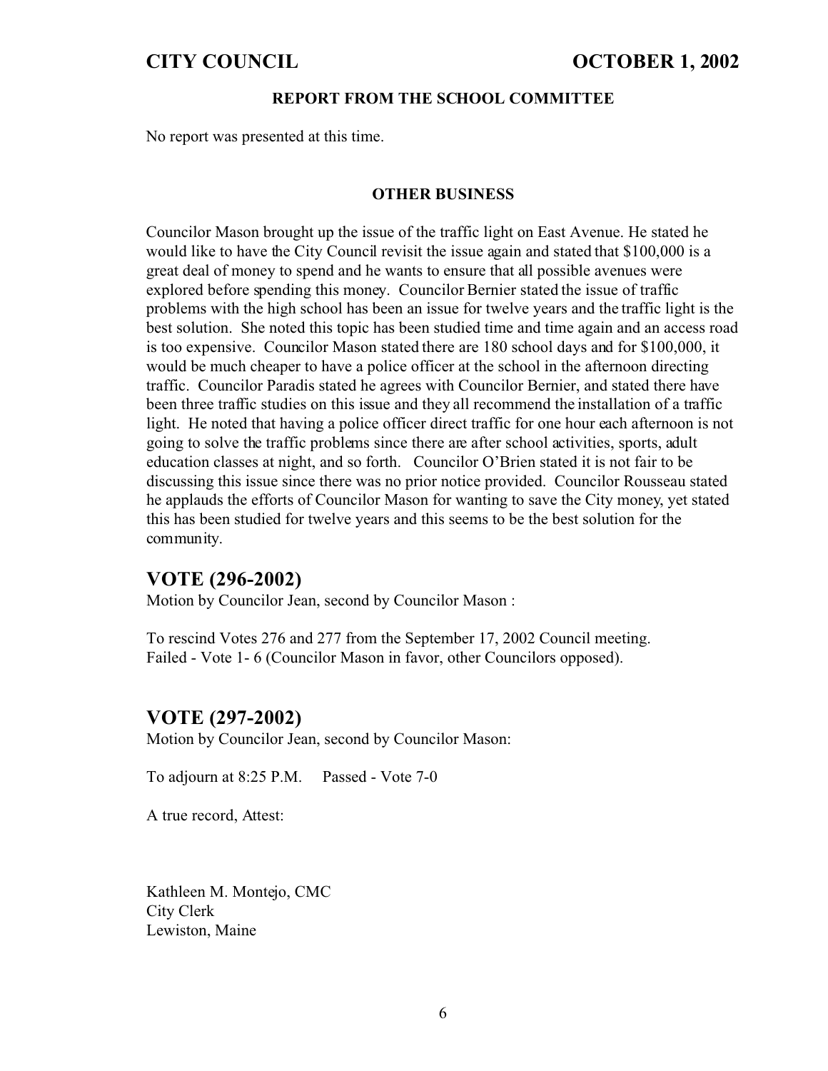### REPORT FROM THE SCHOOL COMMITTEE

No report was presented at this time.

### OTHER BUSINESS

Councilor Mason brought up the issue of the traffic light on East Avenue. He stated he would like to have the City Council revisit the issue again and stated that $100,000 is a great deal of money to spend and he wants to ensure that all possible avenues were explored before spending this money. Councilor Bernier stated the issue of traffic problems with the high school has been an issue for twelve years and the traffic light is the best solution. She noted this topic has been studied time and time again and an access road is too expensive. Councilor Mason stated there are 180 school days and for $100,000, it would be much cheaper to have a police officer at the school in the afternoon directing traffic. Councilor Paradis stated he agrees with Councilor Bernier, and stated there have been three traffic studies on this issue and they all recommend the installation of a traffic light. He noted that having a police officer direct traffic for one hour each afternoon is not going to solve the traffic problems since there are after school activities, sports, adult education classes at night, and so forth. Councilor O'Brien stated it is not fair to be discussing this issue since there was no prior notice provided. Councilor Rousseau stated he applauds the efforts of Councilor Mason for wanting to save the City money, yet stated this has been studied for twelve years and this seems to be the best solution for the community.

## VOTE (296-2002)

Motion by Councilor Jean, second by Councilor Mason :

To rescind Votes 276 and 277 from the September 17, 2002 Council meeting.
Failed - Vote 1- 6 (Councilor Mason in favor, other Councilors opposed).

## VOTE (297-2002)

Motion by Councilor Jean, second by Councilor Mason:

To adjourn at 8:25 P.M. Passed - Vote 7-0

A true record, Attest:

Kathleen M. Montejo, CMC
City Clerk
Lewiston, Maine